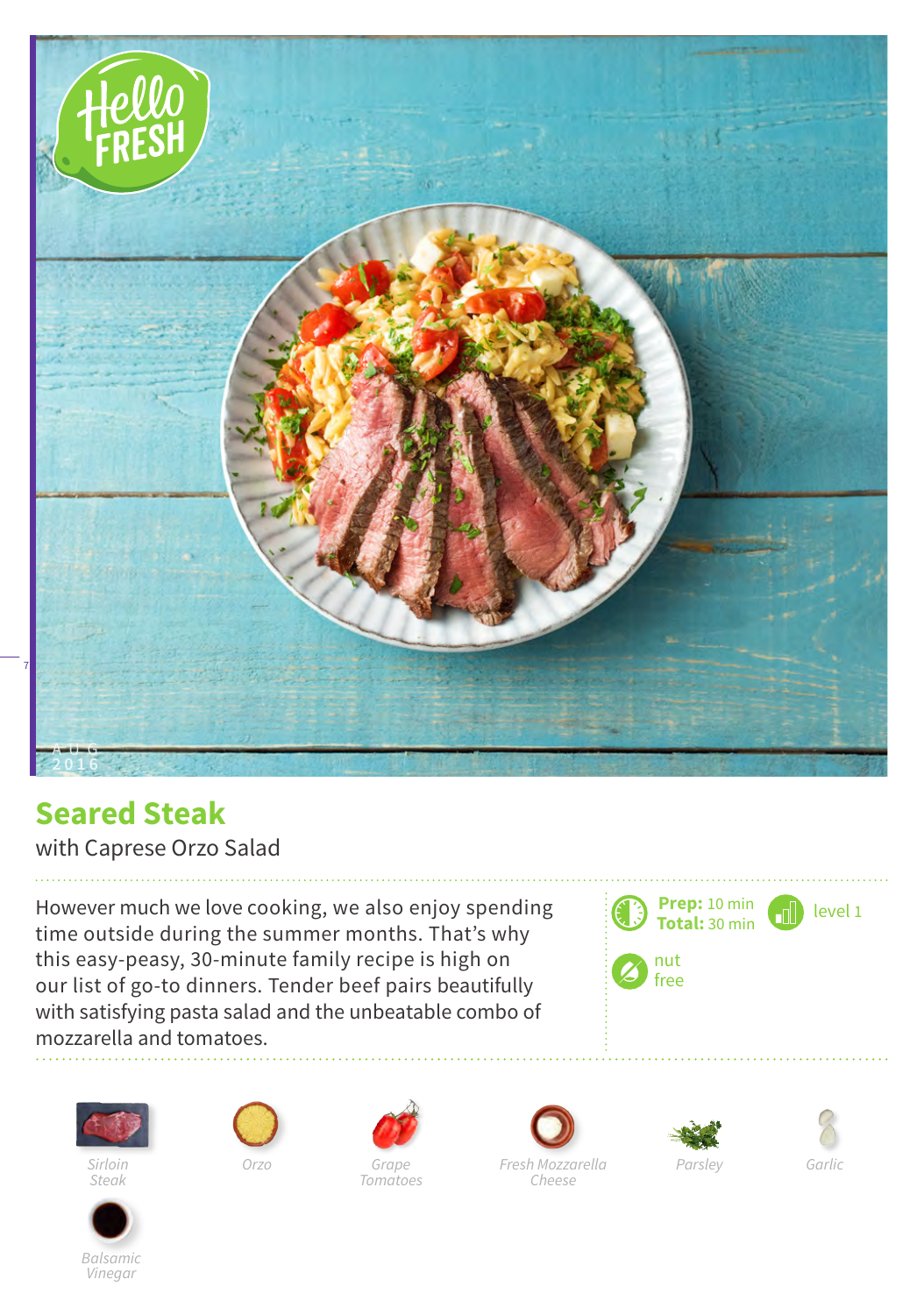# Seared Steak

with Caprese Orzo Salad

However much we love cooking, we also enjoy spending time outside during the summer months. That's why this easy-peasy, 30-minute family recipe is high on our list of go-to dinners. Tender beef pairs beautifully with satisfying pasta salad and the unbeatable combo of mozzarella and tomatoes.

**Prep:** 10 min
**Total:** 30 min

level 1

nut free

- Sirloin Steak
- Orzo
- Grape Tomatoes
- Fresh Mozzarella Cheese
- Parsley
- Garlic
- Balsamic Vinegar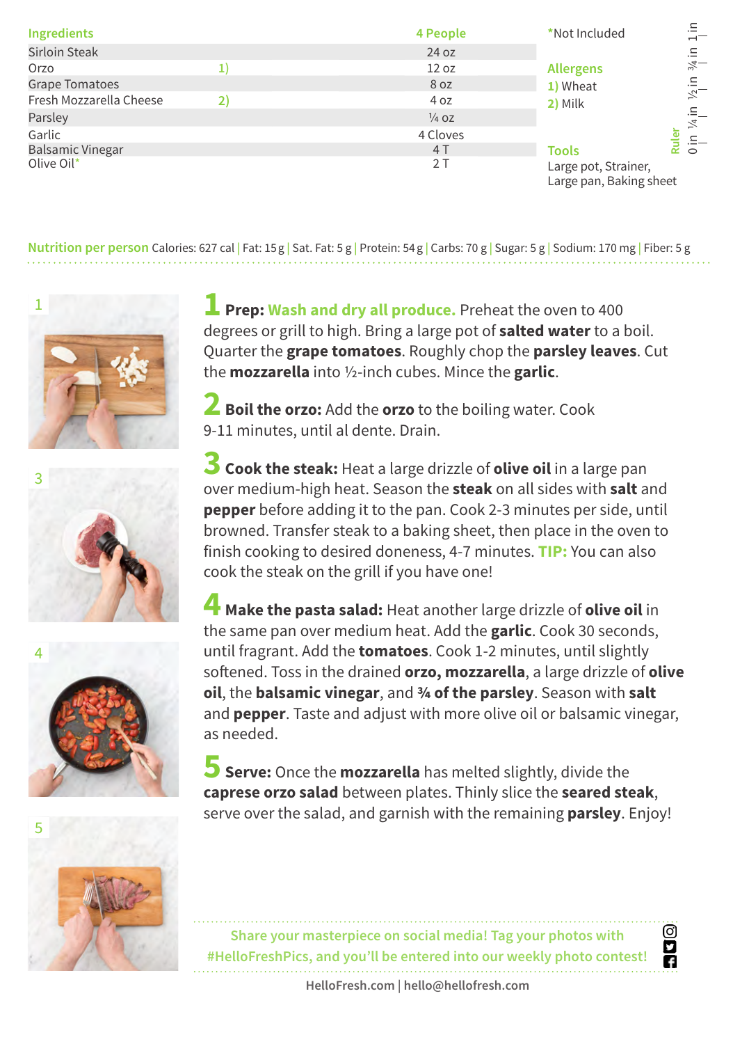| Ingredients | | 4 People |
|---|---|---|
| Sirloin Steak | | 24 oz |
| Orzo | 1) | 12 oz |
| Grape Tomatoes | | 8 oz |
| Fresh Mozzarella Cheese | 2) | 4 oz |
| Parsley | | ¼ oz |
| Garlic | | 4 Cloves |
| Balsamic Vinegar | | 4 T |
| Olive Oil* | | 2 T |

*Not Included

**Allergens**
1) Wheat
2) Milk

**Tools**
Large pot, Strainer, Large pan, Baking sheet

Ruler
0 in ¼ in ½ in ¾ in 1 in

**Nutrition per person** Calories: 627 cal | Fat: 15 g | Sat. Fat: 5 g | Protein: 54 g | Carbs: 70 g | Sugar: 5 g | Sodium: 170 mg | Fiber: 5 g

1

3

4

5

**1 Prep: Wash and dry all produce.** Preheat the oven to 400 degrees or grill to high. Bring a large pot of **salted water** to a boil. Quarter the **grape tomatoes**. Roughly chop the **parsley leaves**. Cut the **mozzarella** into ½-inch cubes. Mince the **garlic**.

**2 Boil the orzo:** Add the **orzo** to the boiling water. Cook 9-11 minutes, until al dente. Drain.

**3 Cook the steak:** Heat a large drizzle of **olive oil** in a large pan over medium-high heat. Season the **steak** on all sides with **salt** and **pepper** before adding it to the pan. Cook 2-3 minutes per side, until browned. Transfer steak to a baking sheet, then place in the oven to finish cooking to desired doneness, 4-7 minutes. **TIP:** You can also cook the steak on the grill if you have one!

**4 Make the pasta salad:** Heat another large drizzle of **olive oil** in the same pan over medium heat. Add the **garlic**. Cook 30 seconds, until fragrant. Add the **tomatoes**. Cook 1-2 minutes, until slightly softened. Toss in the drained **orzo, mozzarella**, a large drizzle of **olive oil**, the **balsamic vinegar**, and **¾ of the parsley**. Season with **salt** and **pepper**. Taste and adjust with more olive oil or balsamic vinegar, as needed.

**5 Serve:** Once the **mozzarella** has melted slightly, divide the **caprese orzo salad** between plates. Thinly slice the **seared steak**, serve over the salad, and garnish with the remaining **parsley**. Enjoy!

Share your masterpiece on social media! Tag your photos with #HelloFreshPics, and you'll be entered into our weekly photo contest!

HelloFresh.com | hello@hellofresh.com